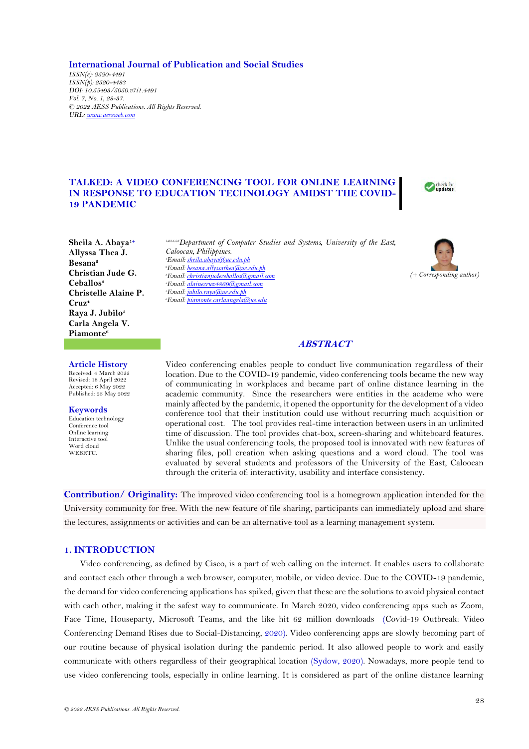International Journal of Publication and Social Studies
*ISSN(e): 2520-4491*
*ISSN(p): 2520-4483*
*DOI: 10.55493/5050.v7i1.4491*
*Vol. 7, No. 1, 28-37.*
*© 2022 AESS Publications. All Rights Reserved.*
*URL: www.aessweb.com*

# TALKED: A VIDEO CONFERENCING TOOL FOR ONLINE LEARNING IN RESPONSE TO EDUCATION TECHNOLOGY AMIDST THE COVID-19 PANDEMIC

**Sheila A. Abaya**[1+]
**Allyssa Thea J. Besana**[2]
**Christian Jude G. Ceballos**[3]
**Christelle Alaine P. Cruz**[4]
**Raya J. Jubilo**[5]
**Carla Angela V. Piamonte**[6]

[1,2,3,4,5,6]*Department of Computer Studies and Systems, University of the East, Caloocan, Philippines.*
[1]*Email: sheila.abaya@ue.edu.ph*
[2]*Email: besana.allyssathea@ue.edu.ph*
[3]*Email: christianjudeceballos@gmail.com*
[4]*Email: alainecruz4869@gmail.com*
[5]*Email: jubilo.raya@ue.edu.ph*
[6]*Email: piamonte.carlaangela@ue.edu*

*(+ Corresponding author)*

**Article History**
Received: 4 March 2022
Revised: 18 April 2022
Accepted: 6 May 2022
Published: 23 May 2022

**Keywords**
Education technology
Conference tool
Online learning
Interactive tool
Word cloud
WEBRTC.

## ABSTRACT

Video conferencing enables people to conduct live communication regardless of their location. Due to the COVID-19 pandemic, video conferencing tools became the new way of communicating in workplaces and became part of online distance learning in the academic community. Since the researchers were entities in the academe who were mainly affected by the pandemic, it opened the opportunity for the development of a video conference tool that their institution could use without recurring much acquisition or operational cost. The tool provides real-time interaction between users in an unlimited time of discussion. The tool provides chat-box, screen-sharing and whiteboard features. Unlike the usual conferencing tools, the proposed tool is innovated with new features of sharing files, poll creation when asking questions and a word cloud. The tool was evaluated by several students and professors of the University of the East, Caloocan through the criteria of: interactivity, usability and interface consistency.

**Contribution/ Originality:** The improved video conferencing tool is a homegrown application intended for the University community for free. With the new feature of file sharing, participants can immediately upload and share the lectures, assignments or activities and can be an alternative tool as a learning management system.

## 1. INTRODUCTION

Video conferencing, as defined by Cisco, is a part of web calling on the internet. It enables users to collaborate and contact each other through a web browser, computer, mobile, or video device. Due to the COVID-19 pandemic, the demand for video conferencing applications has spiked, given that these are the solutions to avoid physical contact with each other, making it the safest way to communicate. In March 2020, video conferencing apps such as Zoom, Face Time, Houseparty, Microsoft Teams, and the like hit 62 million downloads (Covid-19 Outbreak: Video Conferencing Demand Rises due to Social-Distancing, 2020). Video conferencing apps are slowly becoming part of our routine because of physical isolation during the pandemic period. It also allowed people to work and easily communicate with others regardless of their geographical location (Sydow, 2020). Nowadays, more people tend to use video conferencing tools, especially in online learning. It is considered as part of the online distance learning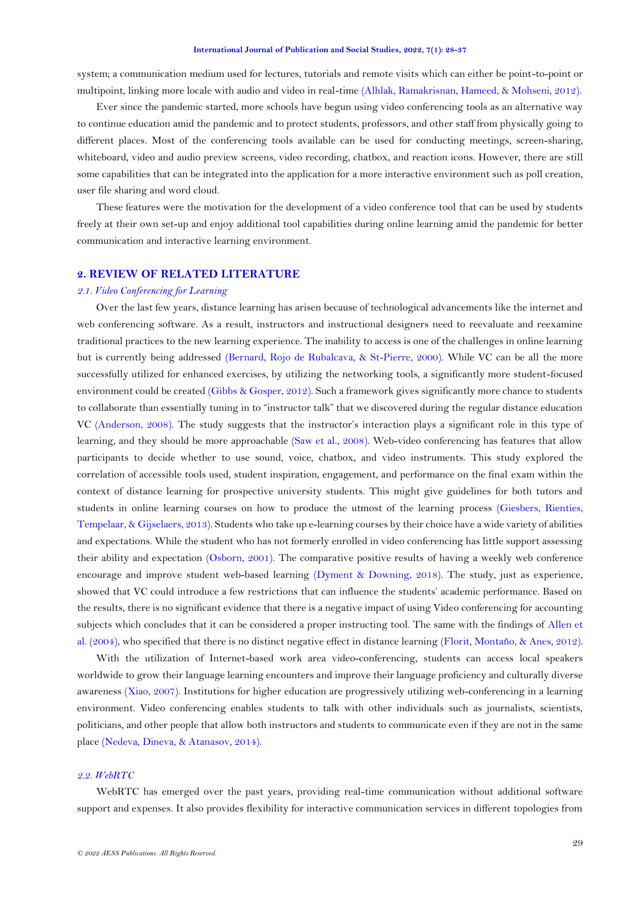system; a communication medium used for lectures, tutorials and remote visits which can either be point-to-point or multipoint, linking more locale with audio and video in real-time (Alhlak, Ramakrisnan, Hameed, & Mohseni, 2012).

Ever since the pandemic started, more schools have begun using video conferencing tools as an alternative way to continue education amid the pandemic and to protect students, professors, and other staff from physically going to different places. Most of the conferencing tools available can be used for conducting meetings, screen-sharing, whiteboard, video and audio preview screens, video recording, chatbox, and reaction icons. However, there are still some capabilities that can be integrated into the application for a more interactive environment such as poll creation, user file sharing and word cloud.

These features were the motivation for the development of a video conference tool that can be used by students freely at their own set-up and enjoy additional tool capabilities during online learning amid the pandemic for better communication and interactive learning environment.

## 2. REVIEW OF RELATED LITERATURE

### *2.1. Video Conferencing for Learning*

Over the last few years, distance learning has arisen because of technological advancements like the internet and web conferencing software. As a result, instructors and instructional designers need to reevaluate and reexamine traditional practices to the new learning experience. The inability to access is one of the challenges in online learning but is currently being addressed (Bernard, Rojo de Rubalcava, & St-Pierre, 2000). While VC can be all the more successfully utilized for enhanced exercises, by utilizing the networking tools, a significantly more student-focused environment could be created (Gibbs & Gosper, 2012). Such a framework gives significantly more chance to students to collaborate than essentially tuning in to "instructor talk" that we discovered during the regular distance education VC (Anderson, 2008). The study suggests that the instructor's interaction plays a significant role in this type of learning, and they should be more approachable (Saw et al., 2008). Web-video conferencing has features that allow participants to decide whether to use sound, voice, chatbox, and video instruments. This study explored the correlation of accessible tools used, student inspiration, engagement, and performance on the final exam within the context of distance learning for prospective university students. This might give guidelines for both tutors and students in online learning courses on how to produce the utmost of the learning process (Giesbers, Rienties, Tempelaar, & Gijselaers, 2013). Students who take up e-learning courses by their choice have a wide variety of abilities and expectations. While the student who has not formerly enrolled in video conferencing has little support assessing their ability and expectation (Osborn, 2001). The comparative positive results of having a weekly web conference encourage and improve student web-based learning (Dyment & Downing, 2018). The study, just as experience, showed that VC could introduce a few restrictions that can influence the students' academic performance. Based on the results, there is no significant evidence that there is a negative impact of using Video conferencing for accounting subjects which concludes that it can be considered a proper instructing tool. The same with the findings of Allen et al. (2004), who specified that there is no distinct negative effect in distance learning (Florit, Montaño, & Anes, 2012).

With the utilization of Internet-based work area video-conferencing, students can access local speakers worldwide to grow their language learning encounters and improve their language proficiency and culturally diverse awareness (Xiao, 2007). Institutions for higher education are progressively utilizing web-conferencing in a learning environment. Video conferencing enables students to talk with other individuals such as journalists, scientists, politicians, and other people that allow both instructors and students to communicate even if they are not in the same place (Nedeva, Dineva, & Atanasov, 2014).

### *2.2. WebRTC*

WebRTC has emerged over the past years, providing real-time communication without additional software support and expenses. It also provides flexibility for interactive communication services in different topologies from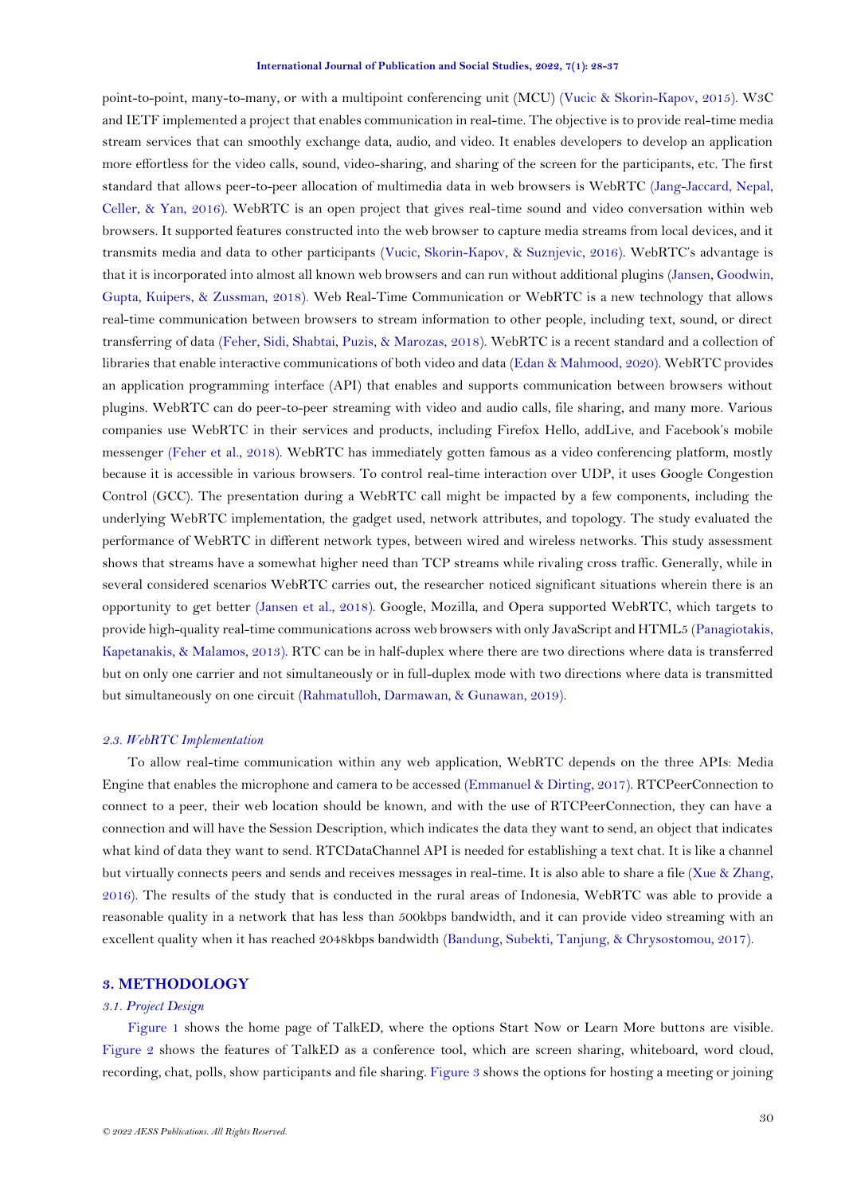point-to-point, many-to-many, or with a multipoint conferencing unit (MCU) (Vucic & Skorin-Kapov, 2015). W3C and IETF implemented a project that enables communication in real-time. The objective is to provide real-time media stream services that can smoothly exchange data, audio, and video. It enables developers to develop an application more effortless for the video calls, sound, video-sharing, and sharing of the screen for the participants, etc. The first standard that allows peer-to-peer allocation of multimedia data in web browsers is WebRTC (Jang-Jaccard, Nepal, Celler, & Yan, 2016). WebRTC is an open project that gives real-time sound and video conversation within web browsers. It supported features constructed into the web browser to capture media streams from local devices, and it transmits media and data to other participants (Vucic, Skorin-Kapov, & Suznjevic, 2016). WebRTC's advantage is that it is incorporated into almost all known web browsers and can run without additional plugins (Jansen, Goodwin, Gupta, Kuipers, & Zussman, 2018). Web Real-Time Communication or WebRTC is a new technology that allows real-time communication between browsers to stream information to other people, including text, sound, or direct transferring of data (Feher, Sidi, Shabtai, Puzis, & Marozas, 2018). WebRTC is a recent standard and a collection of libraries that enable interactive communications of both video and data (Edan & Mahmood, 2020). WebRTC provides an application programming interface (API) that enables and supports communication between browsers without plugins. WebRTC can do peer-to-peer streaming with video and audio calls, file sharing, and many more. Various companies use WebRTC in their services and products, including Firefox Hello, addLive, and Facebook's mobile messenger (Feher et al., 2018). WebRTC has immediately gotten famous as a video conferencing platform, mostly because it is accessible in various browsers. To control real-time interaction over UDP, it uses Google Congestion Control (GCC). The presentation during a WebRTC call might be impacted by a few components, including the underlying WebRTC implementation, the gadget used, network attributes, and topology. The study evaluated the performance of WebRTC in different network types, between wired and wireless networks. This study assessment shows that streams have a somewhat higher need than TCP streams while rivaling cross traffic. Generally, while in several considered scenarios WebRTC carries out, the researcher noticed significant situations wherein there is an opportunity to get better (Jansen et al., 2018). Google, Mozilla, and Opera supported WebRTC, which targets to provide high-quality real-time communications across web browsers with only JavaScript and HTML5 (Panagiotakis, Kapetanakis, & Malamos, 2013). RTC can be in half-duplex where there are two directions where data is transferred but on only one carrier and not simultaneously or in full-duplex mode with two directions where data is transmitted but simultaneously on one circuit (Rahmatulloh, Darmawan, & Gunawan, 2019).

### *2.3. WebRTC Implementation*

To allow real-time communication within any web application, WebRTC depends on the three APIs: Media Engine that enables the microphone and camera to be accessed (Emmanuel & Dirting, 2017). RTCPeerConnection to connect to a peer, their web location should be known, and with the use of RTCPeerConnection, they can have a connection and will have the Session Description, which indicates the data they want to send, an object that indicates what kind of data they want to send. RTCDataChannel API is needed for establishing a text chat. It is like a channel but virtually connects peers and sends and receives messages in real-time. It is also able to share a file (Xue & Zhang, 2016). The results of the study that is conducted in the rural areas of Indonesia, WebRTC was able to provide a reasonable quality in a network that has less than 500kbps bandwidth, and it can provide video streaming with an excellent quality when it has reached 2048kbps bandwidth (Bandung, Subekti, Tanjung, & Chrysostomou, 2017).

## 3. METHODOLOGY

### *3.1. Project Design*

Figure 1 shows the home page of TalkED, where the options Start Now or Learn More buttons are visible. Figure 2 shows the features of TalkED as a conference tool, which are screen sharing, whiteboard, word cloud, recording, chat, polls, show participants and file sharing. Figure 3 shows the options for hosting a meeting or joining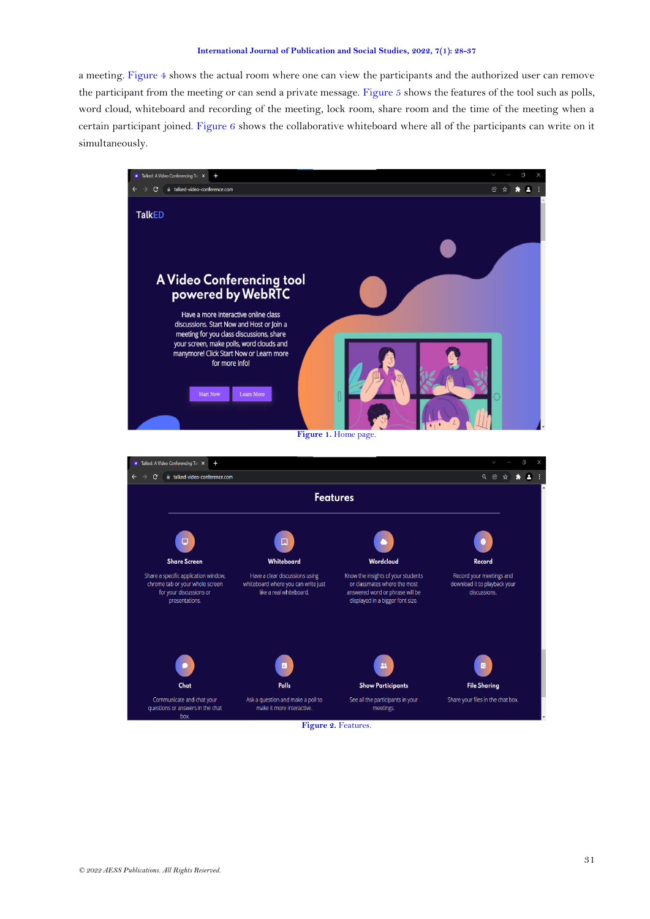a meeting. Figure 4 shows the actual room where one can view the participants and the authorized user can remove the participant from the meeting or can send a private message. Figure 5 shows the features of the tool such as polls, word cloud, whiteboard and recording of the meeting, lock room, share room and the time of the meeting when a certain participant joined. Figure 6 shows the collaborative whiteboard where all of the participants can write on it simultaneously.

**Figure 1.** Home page.

**Figure 2.** Features.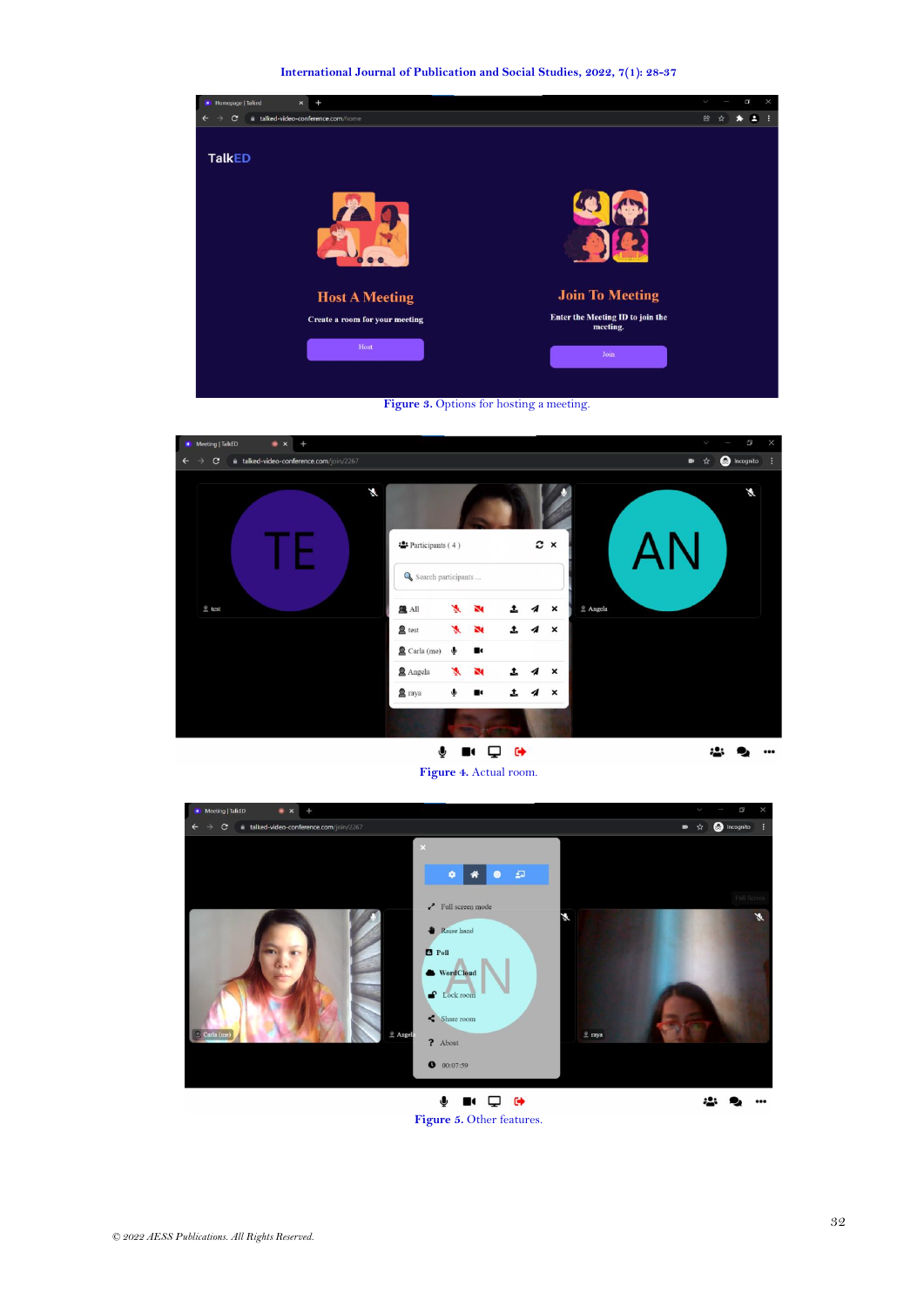Figure 3. Options for hosting a meeting.

Figure 4. Actual room.

Figure 5. Other features.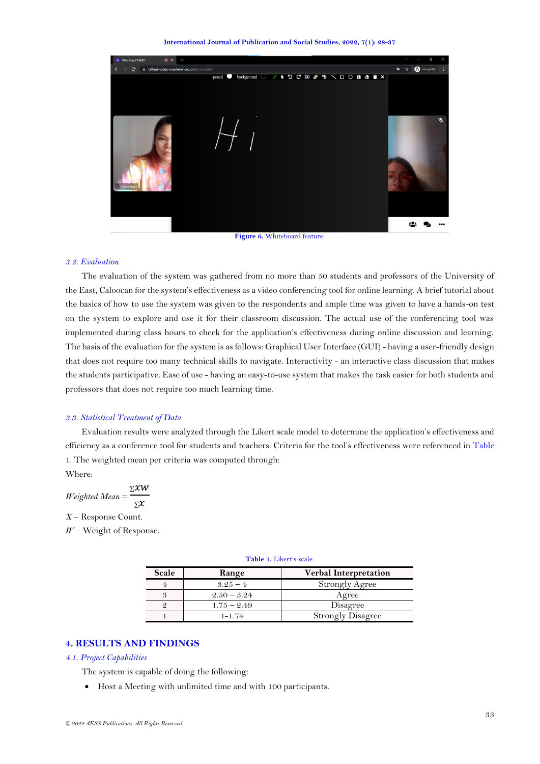Figure 6. Whiteboard feature.

### 3.2. Evaluation

The evaluation of the system was gathered from no more than 50 students and professors of the University of the East, Caloocan for the system's effectiveness as a video conferencing tool for online learning. A brief tutorial about the basics of how to use the system was given to the respondents and ample time was given to have a hands-on test on the system to explore and use it for their classroom discussion. The actual use of the conferencing tool was implemented during class hours to check for the application's effectiveness during online discussion and learning. The basis of the evaluation for the system is as follows: Graphical User Interface (GUI) - having a user-friendly design that does not require too many technical skills to navigate. Interactivity - an interactive class discussion that makes the students participative. Ease of use - having an easy-to-use system that makes the task easier for both students and professors that does not require too much learning time.

### 3.3. Statistical Treatment of Data

Evaluation results were analyzed through the Likert scale model to determine the application's effectiveness and efficiency as a conference tool for students and teachers. Criteria for the tool's effectiveness were referenced in Table 1. The weighted mean per criteria was computed through:

Where:

$$Weighted\ Mean = \frac{\sum xw}{\sum x}$$

$X$ – Response Count.

$W$ – Weight of Response.

Table 1. Likert's scale.

| Scale | Range | Verbal Interpretation |
|---|---|---|
| 4 | 3.25 – 4 | Strongly Agree |
| 3 | 2.50 – 3.24 | Agree |
| 2 | 1.75 – 2.49 | Disagree |
| 1 | 1-1.74 | Strongly Disagree |

## 4. RESULTS AND FINDINGS

### 4.1. Project Capabilities

The system is capable of doing the following:

- Host a Meeting with unlimited time and with 100 participants.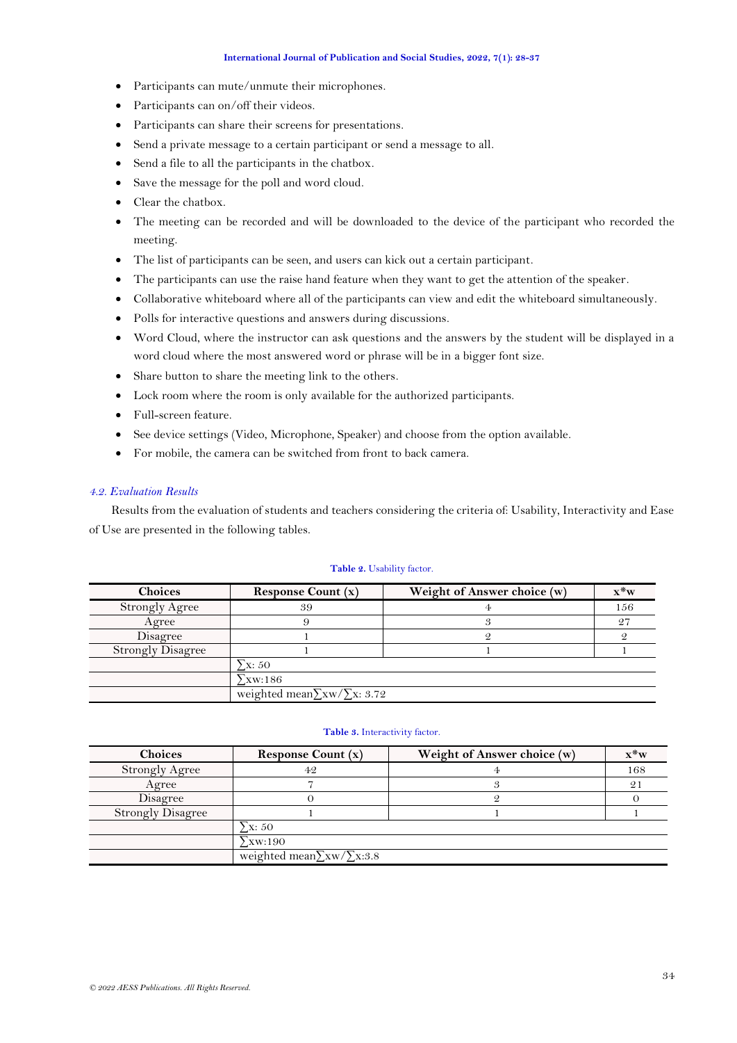- Participants can mute/unmute their microphones.
- Participants can on/off their videos.
- Participants can share their screens for presentations.
- Send a private message to a certain participant or send a message to all.
- Send a file to all the participants in the chatbox.
- Save the message for the poll and word cloud.
- Clear the chatbox.
- The meeting can be recorded and will be downloaded to the device of the participant who recorded the meeting.
- The list of participants can be seen, and users can kick out a certain participant.
- The participants can use the raise hand feature when they want to get the attention of the speaker.
- Collaborative whiteboard where all of the participants can view and edit the whiteboard simultaneously.
- Polls for interactive questions and answers during discussions.
- Word Cloud, where the instructor can ask questions and the answers by the student will be displayed in a word cloud where the most answered word or phrase will be in a bigger font size.
- Share button to share the meeting link to the others.
- Lock room where the room is only available for the authorized participants.
- Full-screen feature.
- See device settings (Video, Microphone, Speaker) and choose from the option available.
- For mobile, the camera can be switched from front to back camera.

### *4.2. Evaluation Results*

Results from the evaluation of students and teachers considering the criteria of: Usability, Interactivity and Ease of Use are presented in the following tables.

**Table 2.** Usability factor.

| Choices | Response Count (x) | Weight of Answer choice (w) | x*w |
|---|---|---|---|
| Strongly Agree | 39 | 4 | 156 |
| Agree | 9 | 3 | 27 |
| Disagree | 1 | 2 | 2 |
| Strongly Disagree | 1 | 1 | 1 |
| | ∑x: 50 | | |
| | ∑xw:186 | | |
| | weighted mean∑xw/∑x: 3.72 | | |

**Table 3.** Interactivity factor.

| Choices | Response Count (x) | Weight of Answer choice (w) | x*w |
|---|---|---|---|
| Strongly Agree | 42 | 4 | 168 |
| Agree | 7 | 3 | 21 |
| Disagree | 0 | 2 | 0 |
| Strongly Disagree | 1 | 1 | 1 |
| | ∑x: 50 | | |
| | ∑xw:190 | | |
| | weighted mean∑xw/∑x:3.8 | | |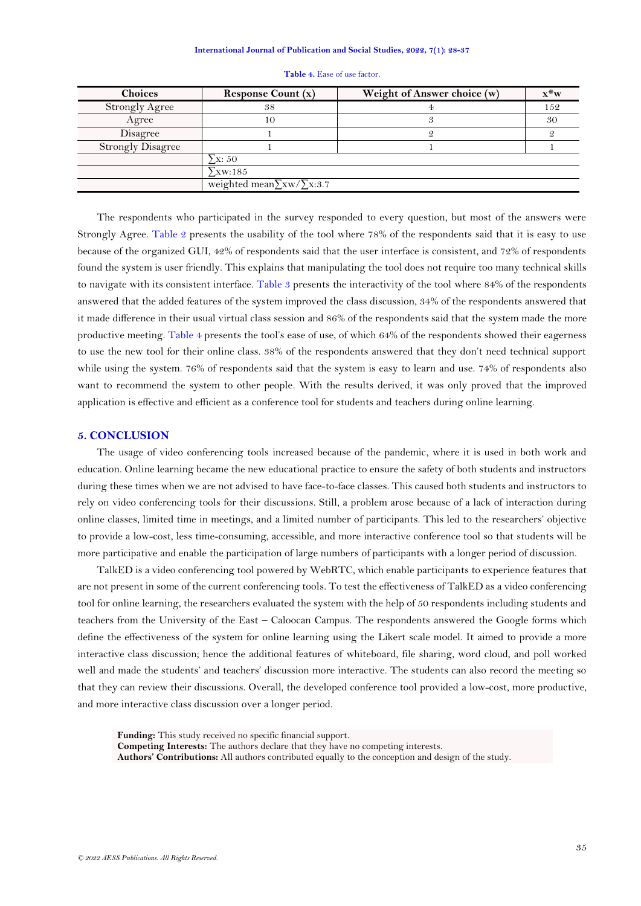**Table 4.** Ease of use factor.

| Choices | Response Count (x) | Weight of Answer choice (w) | x*w |
|---|---|---|---|
| Strongly Agree | 38 | 4 | 152 |
| Agree | 10 | 3 | 30 |
| Disagree | 1 | 2 | 2 |
| Strongly Disagree | 1 | 1 | 1 |
| | ∑x: 50 | | |
| | ∑xw:185 | | |
| | weighted mean∑xw/∑x:3.7 | | |

The respondents who participated in the survey responded to every question, but most of the answers were Strongly Agree. Table 2 presents the usability of the tool where 78% of the respondents said that it is easy to use because of the organized GUI, 42% of respondents said that the user interface is consistent, and 72% of respondents found the system is user friendly. This explains that manipulating the tool does not require too many technical skills to navigate with its consistent interface. Table 3 presents the interactivity of the tool where 84% of the respondents answered that the added features of the system improved the class discussion, 34% of the respondents answered that it made difference in their usual virtual class session and 86% of the respondents said that the system made the more productive meeting. Table 4 presents the tool's ease of use, of which 64% of the respondents showed their eagerness to use the new tool for their online class. 38% of the respondents answered that they don't need technical support while using the system. 76% of respondents said that the system is easy to learn and use. 74% of respondents also want to recommend the system to other people. With the results derived, it was only proved that the improved application is effective and efficient as a conference tool for students and teachers during online learning.

## 5. CONCLUSION

The usage of video conferencing tools increased because of the pandemic, where it is used in both work and education. Online learning became the new educational practice to ensure the safety of both students and instructors during these times when we are not advised to have face-to-face classes. This caused both students and instructors to rely on video conferencing tools for their discussions. Still, a problem arose because of a lack of interaction during online classes, limited time in meetings, and a limited number of participants. This led to the researchers' objective to provide a low-cost, less time-consuming, accessible, and more interactive conference tool so that students will be more participative and enable the participation of large numbers of participants with a longer period of discussion.

TalkED is a video conferencing tool powered by WebRTC, which enable participants to experience features that are not present in some of the current conferencing tools. To test the effectiveness of TalkED as a video conferencing tool for online learning, the researchers evaluated the system with the help of 50 respondents including students and teachers from the University of the East – Caloocan Campus. The respondents answered the Google forms which define the effectiveness of the system for online learning using the Likert scale model. It aimed to provide a more interactive class discussion; hence the additional features of whiteboard, file sharing, word cloud, and poll worked well and made the students' and teachers' discussion more interactive. The students can also record the meeting so that they can review their discussions. Overall, the developed conference tool provided a low-cost, more productive, and more interactive class discussion over a longer period.

**Funding:** This study received no specific financial support.
**Competing Interests:** The authors declare that they have no competing interests.
**Authors' Contributions:** All authors contributed equally to the conception and design of the study.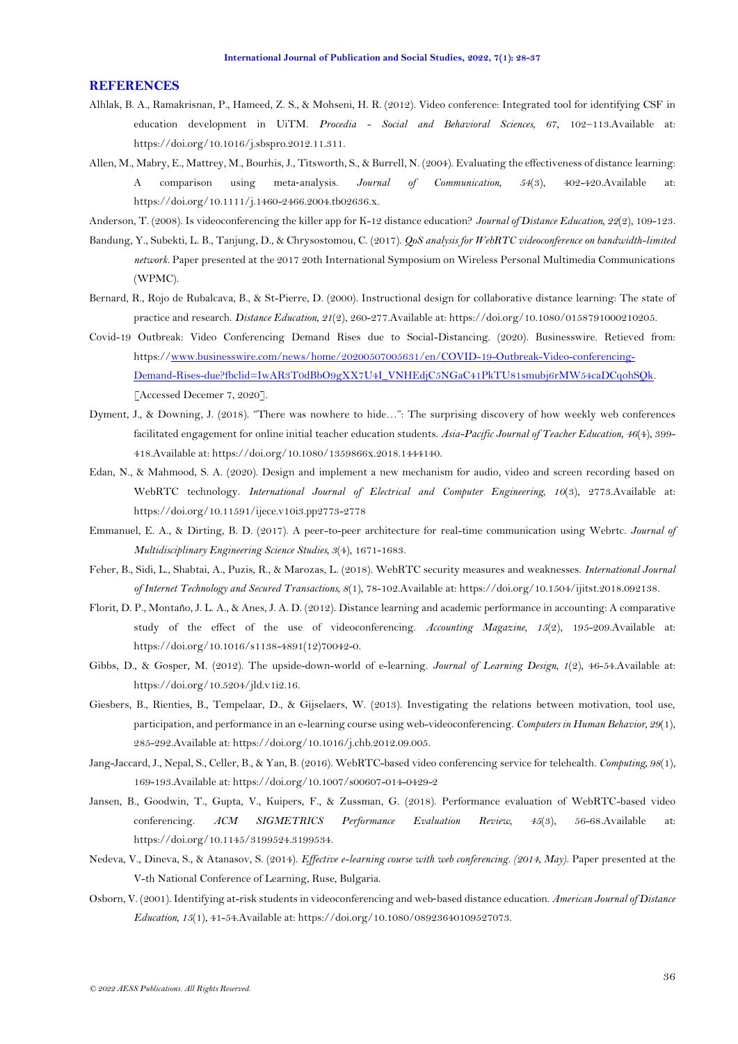## REFERENCES

Alhlak, B. A., Ramakrisnan, P., Hameed, Z. S., & Mohseni, H. R. (2012). Video conference: Integrated tool for identifying CSF in education development in UiTM. *Procedia - Social and Behavioral Sciences, 67*, 102–113.Available at: https://doi.org/10.1016/j.sbspro.2012.11.311.

Allen, M., Mabry, E., Mattrey, M., Bourhis, J., Titsworth, S., & Burrell, N. (2004). Evaluating the effectiveness of distance learning: A comparison using meta-analysis. *Journal of Communication, 54*(3), 402-420.Available at: https://doi.org/10.1111/j.1460-2466.2004.tb02636.x.

Anderson, T. (2008). Is videoconferencing the killer app for K-12 distance education? *Journal of Distance Education, 22*(2), 109-123.

Bandung, Y., Subekti, L. B., Tanjung, D., & Chrysostomou, C. (2017). *QoS analysis for WebRTC videoconference on bandwidth-limited network*. Paper presented at the 2017 20th International Symposium on Wireless Personal Multimedia Communications (WPMC).

Bernard, R., Rojo de Rubalcava, B., & St-Pierre, D. (2000). Instructional design for collaborative distance learning: The state of practice and research. *Distance Education, 21*(2), 260-277.Available at: https://doi.org/10.1080/0158791000210205.

Covid-19 Outbreak: Video Conferencing Demand Rises due to Social-Distancing. (2020). Businesswire. Retieved from: https://www.businesswire.com/news/home/20200507005631/en/COVID-19-Outbreak-Video-conferencing-Demand-Rises-due?fbclid=IwAR3T0dBbO9gXX7U4I_VNHEdjC5NGaC41PkTU81smubj6rMW54caDCqohSQk. [Accessed Decemer 7, 2020].

Dyment, J., & Downing, J. (2018). "There was nowhere to hide…": The surprising discovery of how weekly web conferences facilitated engagement for online initial teacher education students. *Asia-Pacific Journal of Teacher Education, 46*(4), 399-418.Available at: https://doi.org/10.1080/1359866x.2018.1444140.

Edan, N., & Mahmood, S. A. (2020). Design and implement a new mechanism for audio, video and screen recording based on WebRTC technology. *International Journal of Electrical and Computer Engineering, 10*(3), 2773.Available at: https://doi.org/10.11591/ijece.v10i3.pp2773-2778

Emmanuel, E. A., & Dirting, B. D. (2017). A peer-to-peer architecture for real-time communication using Webrtc. *Journal of Multidisciplinary Engineering Science Studies, 3*(4), 1671-1683.

Feher, B., Sidi, L., Shabtai, A., Puzis, R., & Marozas, L. (2018). WebRTC security measures and weaknesses. *International Journal of Internet Technology and Secured Transactions, 8*(1), 78-102.Available at: https://doi.org/10.1504/ijitst.2018.092138.

Florit, D. P., Montaño, J. L. A., & Anes, J. A. D. (2012). Distance learning and academic performance in accounting: A comparative study of the effect of the use of videoconferencing. *Accounting Magazine, 15*(2), 195-209.Available at: https://doi.org/10.1016/s1138-4891(12)70042-0.

Gibbs, D., & Gosper, M. (2012). The upside-down-world of e-learning. *Journal of Learning Design, 1*(2), 46-54.Available at: https://doi.org/10.5204/jld.v1i2.16.

Giesbers, B., Rienties, B., Tempelaar, D., & Gijselaers, W. (2013). Investigating the relations between motivation, tool use, participation, and performance in an e-learning course using web-videoconferencing. *Computers in Human Behavior, 29*(1), 285-292.Available at: https://doi.org/10.1016/j.chb.2012.09.005.

Jang-Jaccard, J., Nepal, S., Celler, B., & Yan, B. (2016). WebRTC-based video conferencing service for telehealth. *Computing, 98*(1), 169-193.Available at: https://doi.org/10.1007/s00607-014-0429-2

Jansen, B., Goodwin, T., Gupta, V., Kuipers, F., & Zussman, G. (2018). Performance evaluation of WebRTC-based video conferencing. *ACM SIGMETRICS Performance Evaluation Review, 45*(3), 56-68.Available at: https://doi.org/10.1145/3199524.3199534.

Nedeva, V., Dineva, S., & Atanasov, S. (2014). *Effective e-learning course with web conferencing. (2014, May)*. Paper presented at the V-th National Conference of Learning, Ruse, Bulgaria.

Osborn, V. (2001). Identifying at-risk students in videoconferencing and web-based distance education. *American Journal of Distance Education, 15*(1), 41-54.Available at: https://doi.org/10.1080/08923640109527073.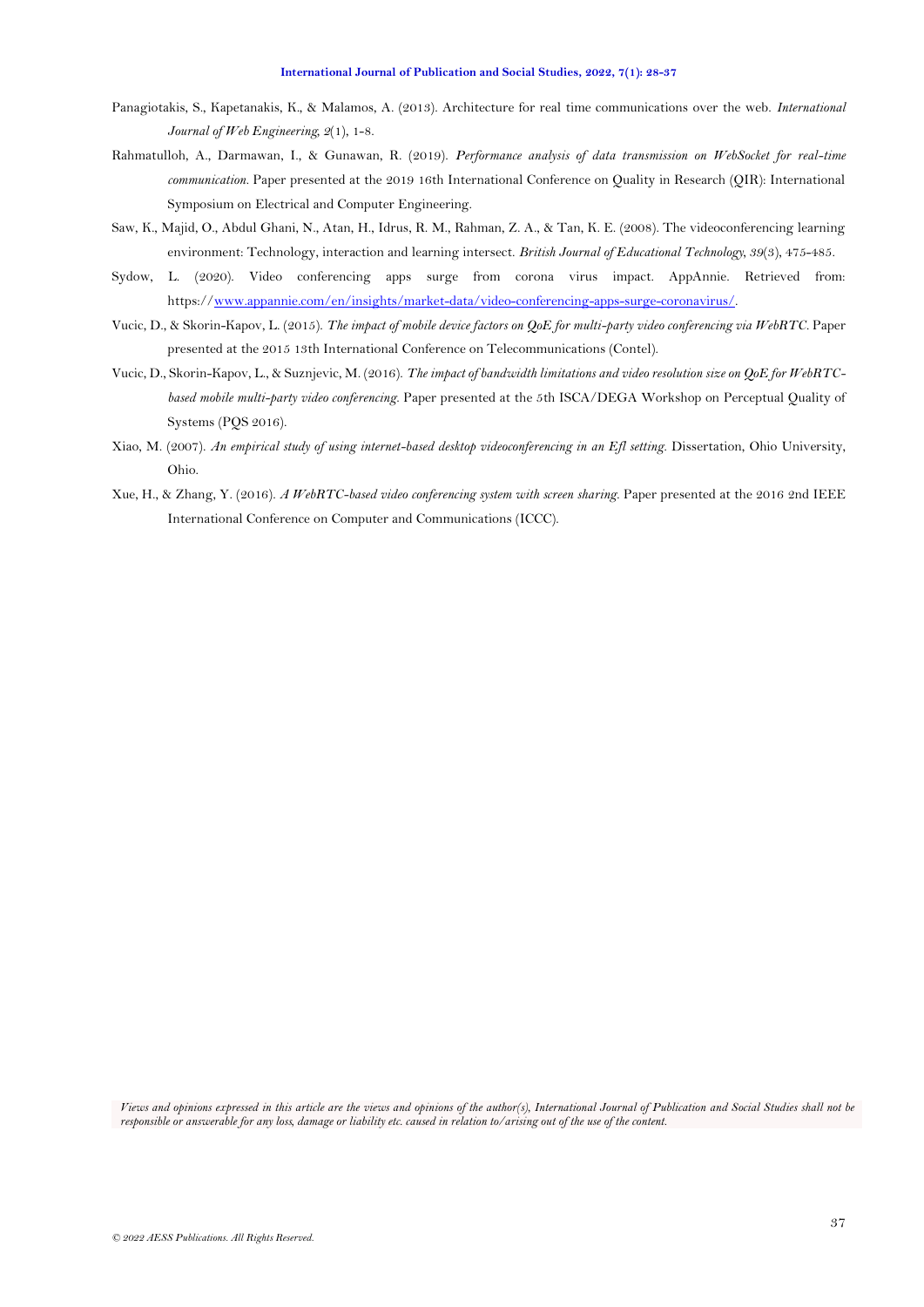Panagiotakis, S., Kapetanakis, K., & Malamos, A. (2013). Architecture for real time communications over the web. *International Journal of Web Engineering, 2*(1), 1-8.

Rahmatulloh, A., Darmawan, I., & Gunawan, R. (2019). *Performance analysis of data transmission on WebSocket for real-time communication.* Paper presented at the 2019 16th International Conference on Quality in Research (QIR): International Symposium on Electrical and Computer Engineering.

Saw, K., Majid, O., Abdul Ghani, N., Atan, H., Idrus, R. M., Rahman, Z. A., & Tan, K. E. (2008). The videoconferencing learning environment: Technology, interaction and learning intersect. *British Journal of Educational Technology, 39*(3), 475-485.

Sydow, L. (2020). Video conferencing apps surge from corona virus impact. AppAnnie. Retrieved from: https://www.appannie.com/en/insights/market-data/video-conferencing-apps-surge-coronavirus/.

Vucic, D., & Skorin-Kapov, L. (2015). *The impact of mobile device factors on QoE for multi-party video conferencing via WebRTC.* Paper presented at the 2015 13th International Conference on Telecommunications (Contel).

Vucic, D., Skorin-Kapov, L., & Suznjevic, M. (2016). *The impact of bandwidth limitations and video resolution size on QoE for WebRTC-based mobile multi-party video conferencing.* Paper presented at the 5th ISCA/DEGA Workshop on Perceptual Quality of Systems (PQS 2016).

Xiao, M. (2007). *An empirical study of using internet-based desktop videoconferencing in an Efl setting.* Dissertation, Ohio University, Ohio.

Xue, H., & Zhang, Y. (2016). *A WebRTC-based video conferencing system with screen sharing.* Paper presented at the 2016 2nd IEEE International Conference on Computer and Communications (ICCC).

*Views and opinions expressed in this article are the views and opinions of the author(s), International Journal of Publication and Social Studies shall not be responsible or answerable for any loss, damage or liability etc. caused in relation to/arising out of the use of the content.*